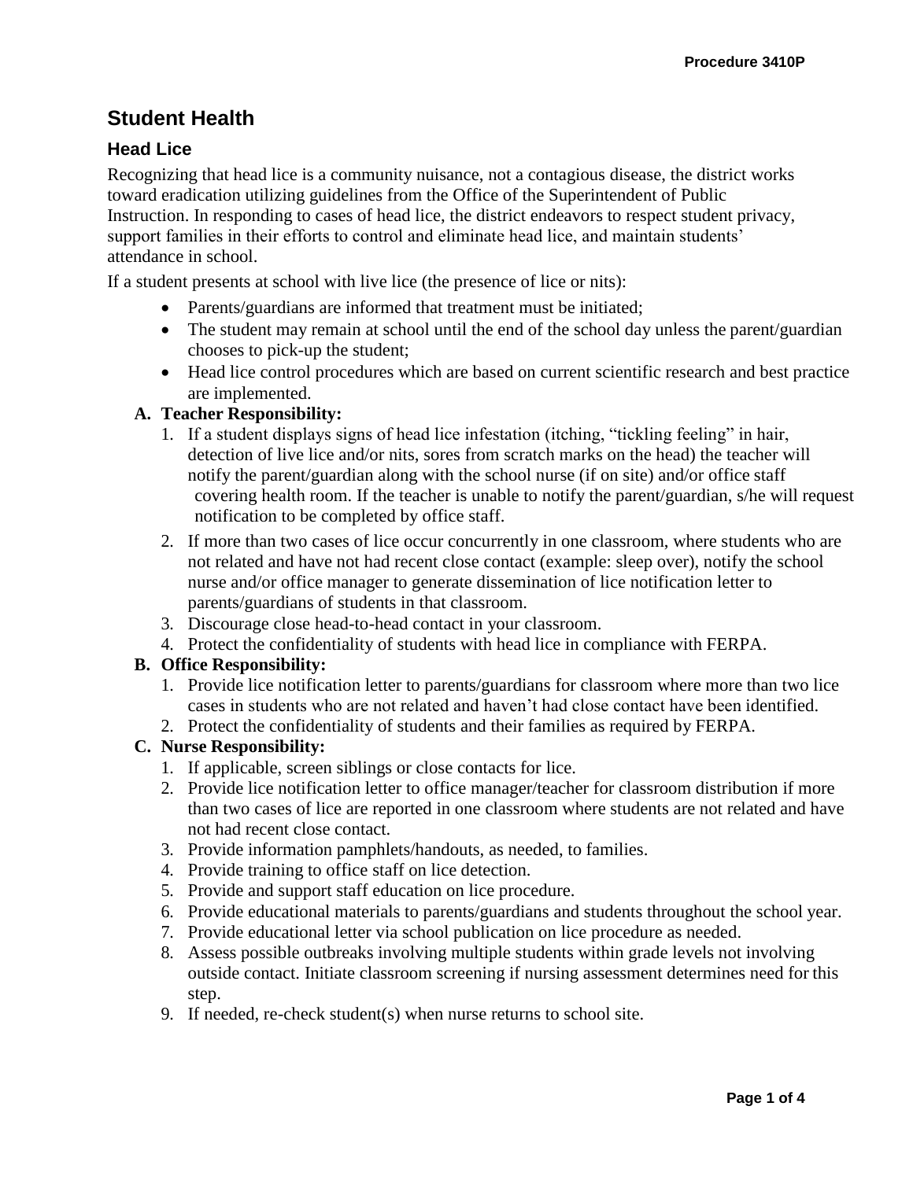# Student Health

## Head Lice

Recognizing that head lice is a community nuisance, not a contagious disease, the district works toward eradication utilizing guidelines from the Office of the Superintendent of Public Instruction. In responding to cases of head lice, the district endeavors to respect student privacy, support families in their efforts to control and eliminate head lice, and maintain students' attendance in school.

If a student presents at school with live lice (the presence of lice or nits):

- Parents/guardians are informed that treatment must be initiated;
- The student may remain at school until the end of the school day unless the parent/guardian chooses to pick-up the student;
- Head lice control procedures which are based on current scientific research and best practice are implemented.

**A. Teacher Responsibility:**

1. If a student displays signs of head lice infestation (itching, "tickling feeling" in hair, detection of live lice and/or nits, sores from scratch marks on the head) the teacher will notify the parent/guardian along with the school nurse (if on site) and/or office staff covering health room. If the teacher is unable to notify the parent/guardian, s/he will request notification to be completed by office staff.
2. If more than two cases of lice occur concurrently in one classroom, where students who are not related and have not had recent close contact (example: sleep over), notify the school nurse and/or office manager to generate dissemination of lice notification letter to parents/guardians of students in that classroom.
3. Discourage close head-to-head contact in your classroom.
4. Protect the confidentiality of students with head lice in compliance with FERPA.

**B. Office Responsibility:**

1. Provide lice notification letter to parents/guardians for classroom where more than two lice cases in students who are not related and haven't had close contact have been identified.
2. Protect the confidentiality of students and their families as required by FERPA.

**C. Nurse Responsibility:**

1. If applicable, screen siblings or close contacts for lice.
2. Provide lice notification letter to office manager/teacher for classroom distribution if more than two cases of lice are reported in one classroom where students are not related and have not had recent close contact.
3. Provide information pamphlets/handouts, as needed, to families.
4. Provide training to office staff on lice detection.
5. Provide and support staff education on lice procedure.
6. Provide educational materials to parents/guardians and students throughout the school year.
7. Provide educational letter via school publication on lice procedure as needed.
8. Assess possible outbreaks involving multiple students within grade levels not involving outside contact. Initiate classroom screening if nursing assessment determines need for this step.
9. If needed, re-check student(s) when nurse returns to school site.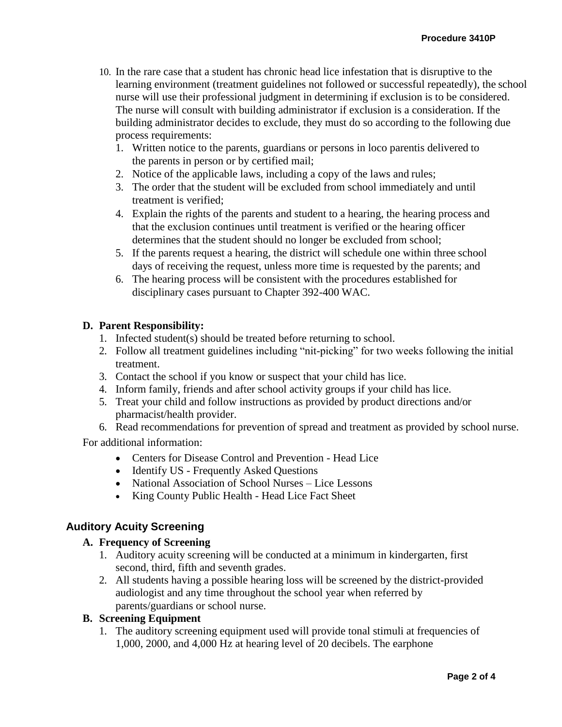10. In the rare case that a student has chronic head lice infestation that is disruptive to the learning environment (treatment guidelines not followed or successful repeatedly), the school nurse will use their professional judgment in determining if exclusion is to be considered. The nurse will consult with building administrator if exclusion is a consideration. If the building administrator decides to exclude, they must do so according to the following due process requirements:
    1. Written notice to the parents, guardians or persons in loco parentis delivered to the parents in person or by certified mail;
    2. Notice of the applicable laws, including a copy of the laws and rules;
    3. The order that the student will be excluded from school immediately and until treatment is verified;
    4. Explain the rights of the parents and student to a hearing, the hearing process and that the exclusion continues until treatment is verified or the hearing officer determines that the student should no longer be excluded from school;
    5. If the parents request a hearing, the district will schedule one within three school days of receiving the request, unless more time is requested by the parents; and
    6. The hearing process will be consistent with the procedures established for disciplinary cases pursuant to Chapter 392-400 WAC.

**D. Parent Responsibility:**

1. Infected student(s) should be treated before returning to school.
2. Follow all treatment guidelines including "nit-picking" for two weeks following the initial treatment.
3. Contact the school if you know or suspect that your child has lice.
4. Inform family, friends and after school activity groups if your child has lice.
5. Treat your child and follow instructions as provided by product directions and/or pharmacist/health provider.
6. Read recommendations for prevention of spread and treatment as provided by school nurse.

For additional information:

- Centers for Disease Control and Prevention - Head Lice
- Identify US - Frequently Asked Questions
- National Association of School Nurses – Lice Lessons
- King County Public Health - Head Lice Fact Sheet

## Auditory Acuity Screening

**A. Frequency of Screening**

1. Auditory acuity screening will be conducted at a minimum in kindergarten, first second, third, fifth and seventh grades.
2. All students having a possible hearing loss will be screened by the district-provided audiologist and any time throughout the school year when referred by parents/guardians or school nurse.

**B. Screening Equipment**

1. The auditory screening equipment used will provide tonal stimuli at frequencies of 1,000, 2000, and 4,000 Hz at hearing level of 20 decibels. The earphone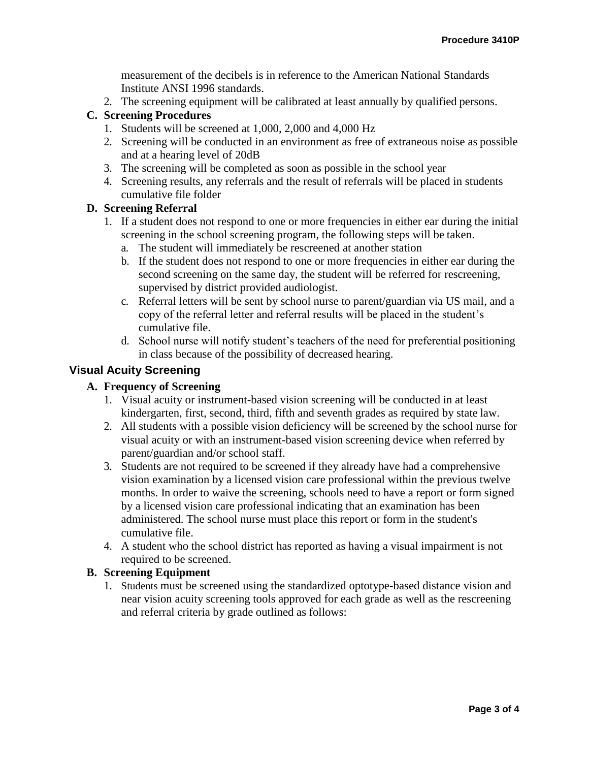measurement of the decibels is in reference to the American National Standards Institute ANSI 1996 standards.

2. The screening equipment will be calibrated at least annually by qualified persons.

**C. Screening Procedures**

1. Students will be screened at 1,000, 2,000 and 4,000 Hz
2. Screening will be conducted in an environment as free of extraneous noise as possible and at a hearing level of 20dB
3. The screening will be completed as soon as possible in the school year
4. Screening results, any referrals and the result of referrals will be placed in students cumulative file folder

**D. Screening Referral**

1. If a student does not respond to one or more frequencies in either ear during the initial screening in the school screening program, the following steps will be taken.
   a. The student will immediately be rescreened at another station
   b. If the student does not respond to one or more frequencies in either ear during the second screening on the same day, the student will be referred for rescreening, supervised by district provided audiologist.
   c. Referral letters will be sent by school nurse to parent/guardian via US mail, and a copy of the referral letter and referral results will be placed in the student's cumulative file.
   d. School nurse will notify student's teachers of the need for preferential positioning in class because of the possibility of decreased hearing.

## Visual Acuity Screening

**A. Frequency of Screening**

1. Visual acuity or instrument-based vision screening will be conducted in at least kindergarten, first, second, third, fifth and seventh grades as required by state law.
2. All students with a possible vision deficiency will be screened by the school nurse for visual acuity or with an instrument-based vision screening device when referred by parent/guardian and/or school staff.
3. Students are not required to be screened if they already have had a comprehensive vision examination by a licensed vision care professional within the previous twelve months. In order to waive the screening, schools need to have a report or form signed by a licensed vision care professional indicating that an examination has been administered. The school nurse must place this report or form in the student's cumulative file.
4. A student who the school district has reported as having a visual impairment is not required to be screened.

**B. Screening Equipment**

1. Students must be screened using the standardized optotype-based distance vision and near vision acuity screening tools approved for each grade as well as the rescreening and referral criteria by grade outlined as follows: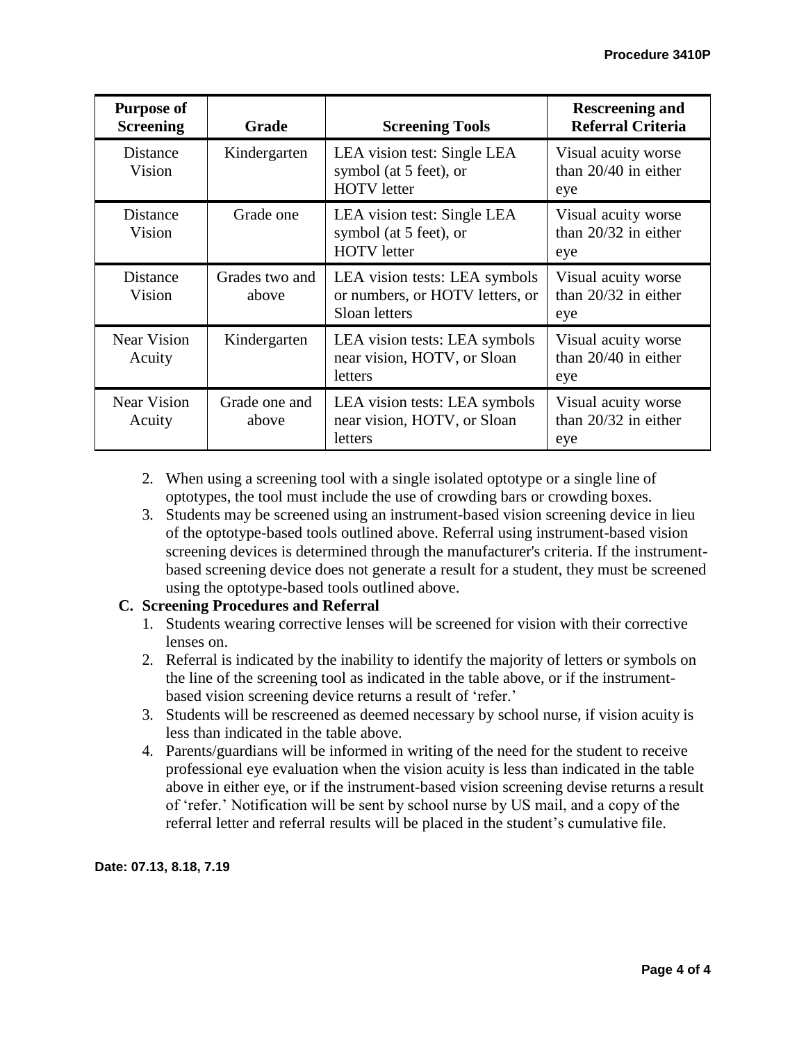| Purpose of Screening | Grade | Screening Tools | Rescreening and Referral Criteria |
|---|---|---|---|
| Distance Vision | Kindergarten | LEA vision test: Single LEA symbol (at 5 feet), or HOTV letter | Visual acuity worse than 20/40 in either eye |
| Distance Vision | Grade one | LEA vision test: Single LEA symbol (at 5 feet), or HOTV letter | Visual acuity worse than 20/32 in either eye |
| Distance Vision | Grades two and above | LEA vision tests: LEA symbols or numbers, or HOTV letters, or Sloan letters | Visual acuity worse than 20/32 in either eye |
| Near Vision Acuity | Kindergarten | LEA vision tests: LEA symbols near vision, HOTV, or Sloan letters | Visual acuity worse than 20/40 in either eye |
| Near Vision Acuity | Grade one and above | LEA vision tests: LEA symbols near vision, HOTV, or Sloan letters | Visual acuity worse than 20/32 in either eye |

2. When using a screening tool with a single isolated optotype or a single line of optotypes, the tool must include the use of crowding bars or crowding boxes.
3. Students may be screened using an instrument-based vision screening device in lieu of the optotype-based tools outlined above. Referral using instrument-based vision screening devices is determined through the manufacturer's criteria. If the instrument-based screening device does not generate a result for a student, they must be screened using the optotype-based tools outlined above.

**C. Screening Procedures and Referral**

1. Students wearing corrective lenses will be screened for vision with their corrective lenses on.
2. Referral is indicated by the inability to identify the majority of letters or symbols on the line of the screening tool as indicated in the table above, or if the instrument-based vision screening device returns a result of 'refer.'
3. Students will be rescreened as deemed necessary by school nurse, if vision acuity is less than indicated in the table above.
4. Parents/guardians will be informed in writing of the need for the student to receive professional eye evaluation when the vision acuity is less than indicated in the table above in either eye, or if the instrument-based vision screening devise returns a result of 'refer.' Notification will be sent by school nurse by US mail, and a copy of the referral letter and referral results will be placed in the student's cumulative file.

**Date: 07.13, 8.18, 7.19**